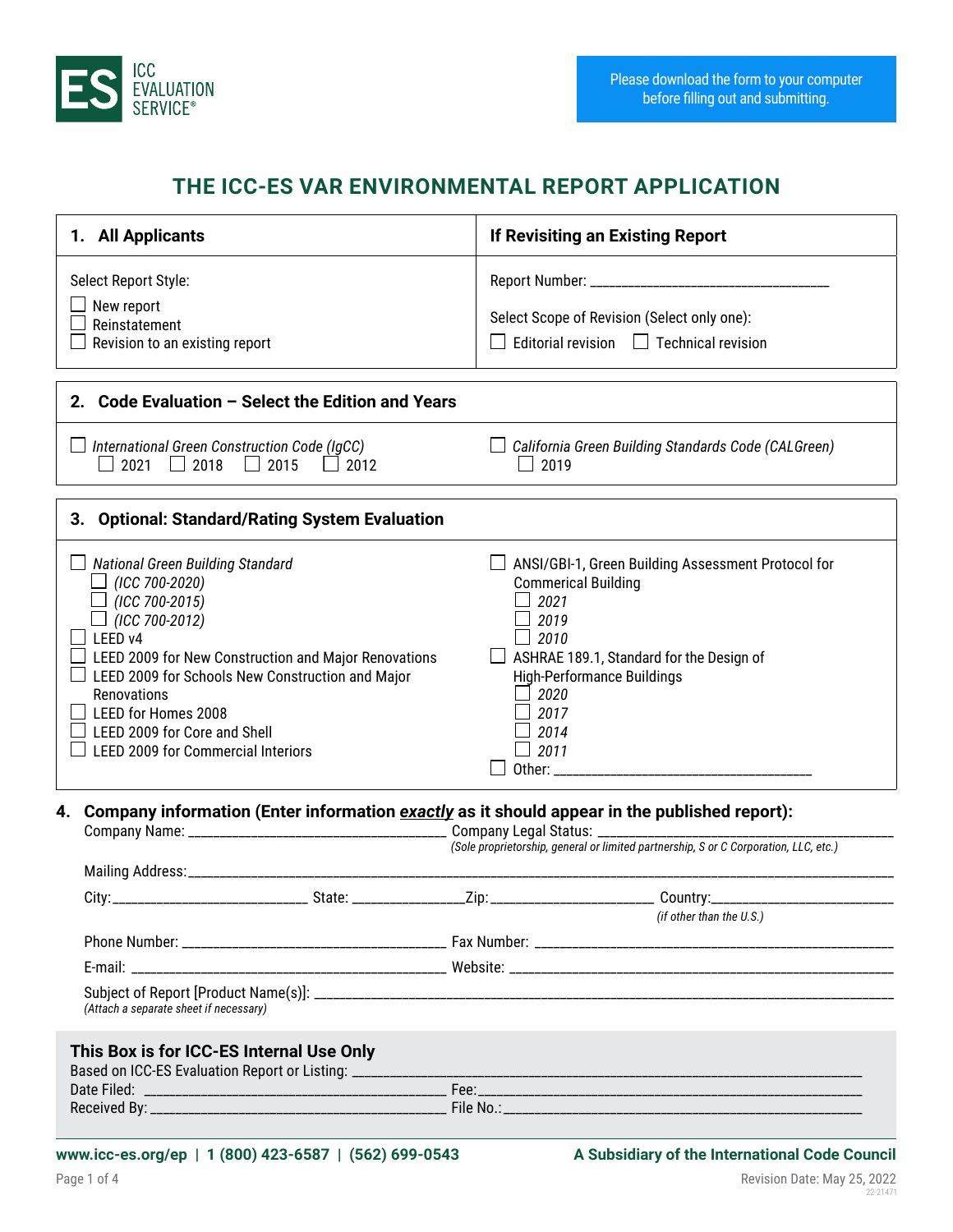ICC EVALUATION SERVICE®

Please download the form to your computer before filling out and submitting.

# THE ICC-ES VAR ENVIRONMENTAL REPORT APPLICATION

## 1. All Applicants

Select Report Style:

- ☐ New report
- ☐ Reinstatement
- ☐ Revision to an existing report

## If Revisiting an Existing Report

Report Number: ______________________________

Select Scope of Revision (Select only one):

☐ Editorial revision ☐ Technical revision

## 2. Code Evaluation – Select the Edition and Years

☐ *International Green Construction Code (IgCC)*
☐ 2021 ☐ 2018 ☐ 2015 ☐ 2012

☐ *California Green Building Standards Code (CALGreen)*
☐ 2019

## 3. Optional: Standard/Rating System Evaluation

☐ *National Green Building Standard*
- ☐ *(ICC 700-2020)*
- ☐ *(ICC 700-2015)*
- ☐ *(ICC 700-2012)*

☐ LEED v4
☐ LEED 2009 for New Construction and Major Renovations
☐ LEED 2009 for Schools New Construction and Major Renovations
☐ LEED for Homes 2008
☐ LEED 2009 for Core and Shell
☐ LEED 2009 for Commercial Interiors

☐ ANSI/GBI-1, Green Building Assessment Protocol for Commerical Building
- ☐ *2021*
- ☐ *2019*
- ☐ *2010*

☐ ASHRAE 189.1, Standard for the Design of High-Performance Buildings
- ☐ *2020*
- ☐ *2017*
- ☐ *2014*
- ☐ *2011*

☐ Other: ________________________________

## 4. Company information (Enter information *exactly* as it should appear in the published report):

Company Name: ______________________________ Company Legal Status: ______________________________
*(Sole proprietorship, general or limited partnership, S or C Corporation, LLC, etc.)*

Mailing Address: ________________________________________________________________

City: ______________________ State: ______________ Zip: ____________________ Country: ______________________
*(if other than the U.S.)*

Phone Number: ______________________________ Fax Number: ______________________________

E-mail: ______________________________ Website: ______________________________

Subject of Report [Product Name(s)]: ________________________________________________________________
*(Attach a separate sheet if necessary)*

### This Box is for ICC-ES Internal Use Only

Based on ICC-ES Evaluation Report or Listing: ______________________________________________

Date Filed: ______________________________ Fee: ______________________________

Received By: ______________________________ File No.: ______________________________

www.icc-es.org/ep | 1 (800) 423-6587 | (562) 699-0543 — A Subsidiary of the International Code Council

Revision Date: May 25, 2022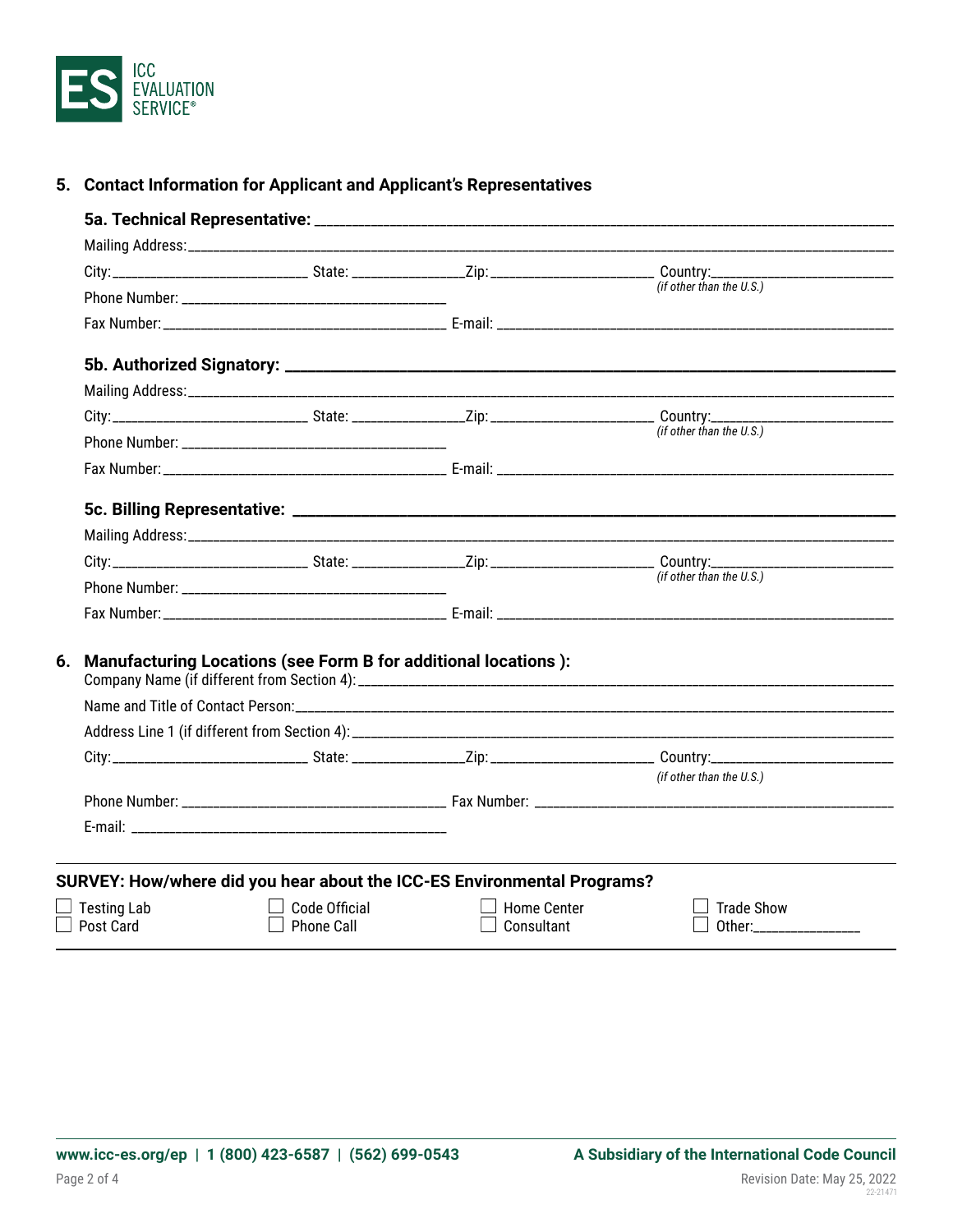## 5. Contact Information for Applicant and Applicant's Representatives

**5a. Technical Representative:** ____________________

Mailing Address: ____________________

City: ____________ State: ____________ Zip: ____________ Country: ____________
*(if other than the U.S.)*

Phone Number: ____________________

Fax Number: ____________________ E-mail: ____________________

**5b. Authorized Signatory:** ____________________

Mailing Address: ____________________

City: ____________ State: ____________ Zip: ____________ Country: ____________
*(if other than the U.S.)*

Phone Number: ____________________

Fax Number: ____________________ E-mail: ____________________

**5c. Billing Representative:** ____________________

Mailing Address: ____________________

City: ____________ State: ____________ Zip: ____________ Country: ____________
*(if other than the U.S.)*

Phone Number: ____________________

Fax Number: ____________________ E-mail: ____________________

## 6. Manufacturing Locations (see Form B for additional locations ):

Company Name (if different from Section 4): ____________________

Name and Title of Contact Person: ____________________

Address Line 1 (if different from Section 4): ____________________

City: ____________ State: ____________ Zip: ____________ Country: ____________
*(if other than the U.S.)*

Phone Number: ____________________ Fax Number: ____________________

E-mail: ____________________

**SURVEY: How/where did you hear about the ICC-ES Environmental Programs?**

| | | | |
|---|---|---|---|
| ☐ Testing Lab | ☐ Code Official | ☐ Home Center | ☐ Trade Show |
| ☐ Post Card | ☐ Phone Call | ☐ Consultant | ☐ Other: ____________ |

www.icc-es.org/ep | 1 (800) 423-6587 | (562) 699-0543

A Subsidiary of the International Code Council

Revision Date: May 25, 2022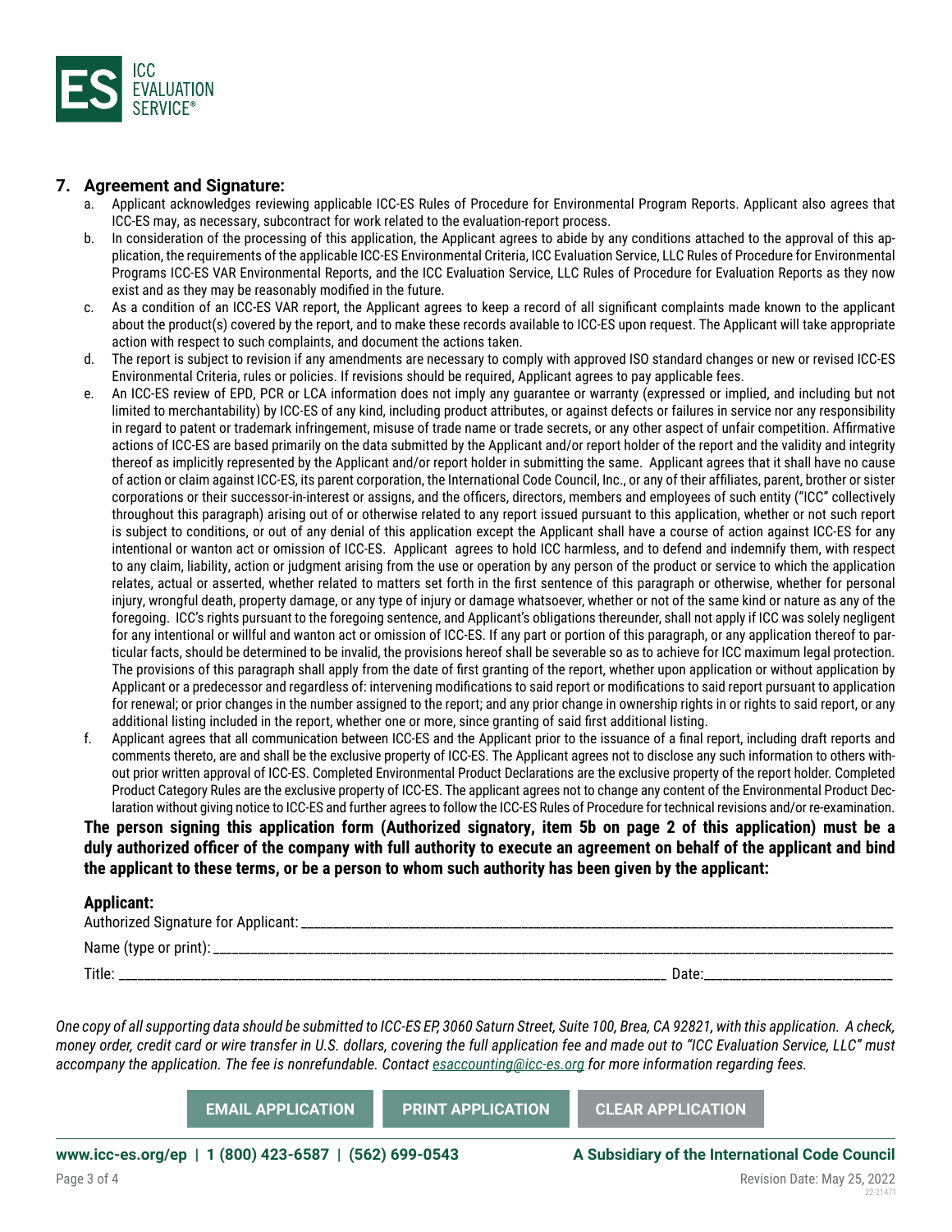## 7. Agreement and Signature:

a. Applicant acknowledges reviewing applicable ICC-ES Rules of Procedure for Environmental Program Reports. Applicant also agrees that ICC-ES may, as necessary, subcontract for work related to the evaluation-report process.

b. In consideration of the processing of this application, the Applicant agrees to abide by any conditions attached to the approval of this application, the requirements of the applicable ICC-ES Environmental Criteria, ICC Evaluation Service, LLC Rules of Procedure for Environmental Programs ICC-ES VAR Environmental Reports, and the ICC Evaluation Service, LLC Rules of Procedure for Evaluation Reports as they now exist and as they may be reasonably modified in the future.

c. As a condition of an ICC-ES VAR report, the Applicant agrees to keep a record of all significant complaints made known to the applicant about the product(s) covered by the report, and to make these records available to ICC-ES upon request. The Applicant will take appropriate action with respect to such complaints, and document the actions taken.

d. The report is subject to revision if any amendments are necessary to comply with approved ISO standard changes or new or revised ICC-ES Environmental Criteria, rules or policies. If revisions should be required, Applicant agrees to pay applicable fees.

e. An ICC-ES review of EPD, PCR or LCA information does not imply any guarantee or warranty (expressed or implied, and including but not limited to merchantability) by ICC-ES of any kind, including product attributes, or against defects or failures in service nor any responsibility in regard to patent or trademark infringement, misuse of trade name or trade secrets, or any other aspect of unfair competition. Affirmative actions of ICC-ES are based primarily on the data submitted by the Applicant and/or report holder of the report and the validity and integrity thereof as implicitly represented by the Applicant and/or report holder in submitting the same. Applicant agrees that it shall have no cause of action or claim against ICC-ES, its parent corporation, the International Code Council, Inc., or any of their affiliates, parent, brother or sister corporations or their successor-in-interest or assigns, and the officers, directors, members and employees of such entity ("ICC" collectively throughout this paragraph) arising out of or otherwise related to any report issued pursuant to this application, whether or not such report is subject to conditions, or out of any denial of this application except the Applicant shall have a course of action against ICC-ES for any intentional or wanton act or omission of ICC-ES. Applicant agrees to hold ICC harmless, and to defend and indemnify them, with respect to any claim, liability, action or judgment arising from the use or operation by any person of the product or service to which the application relates, actual or asserted, whether related to matters set forth in the first sentence of this paragraph or otherwise, whether for personal injury, wrongful death, property damage, or any type of injury or damage whatsoever, whether or not of the same kind or nature as any of the foregoing. ICC's rights pursuant to the foregoing sentence, and Applicant's obligations thereunder, shall not apply if ICC was solely negligent for any intentional or willful and wanton act or omission of ICC-ES. If any part or portion of this paragraph, or any application thereof to particular facts, should be determined to be invalid, the provisions hereof shall be severable so as to achieve for ICC maximum legal protection. The provisions of this paragraph shall apply from the date of first granting of the report, whether upon application or without application by Applicant or a predecessor and regardless of: intervening modifications to said report or modifications to said report pursuant to application for renewal; or prior changes in the number assigned to the report; and any prior change in ownership rights in or rights to said report, or any additional listing included in the report, whether one or more, since granting of said first additional listing.

f. Applicant agrees that all communication between ICC-ES and the Applicant prior to the issuance of a final report, including draft reports and comments thereto, are and shall be the exclusive property of ICC-ES. The Applicant agrees not to disclose any such information to others without prior written approval of ICC-ES. Completed Environmental Product Declarations are the exclusive property of the report holder. Completed Product Category Rules are the exclusive property of ICC-ES. The applicant agrees not to change any content of the Environmental Product Declaration without giving notice to ICC-ES and further agrees to follow the ICC-ES Rules of Procedure for technical revisions and/or re-examination.

**The person signing this application form (Authorized signatory, item 5b on page 2 of this application) must be a duly authorized officer of the company with full authority to execute an agreement on behalf of the applicant and bind the applicant to these terms, or be a person to whom such authority has been given by the applicant:**

### Applicant:

Authorized Signature for Applicant: ______________________________

Name (type or print): ______________________________

Title: ______________________________ Date: ______________

*One copy of all supporting data should be submitted to ICC-ES EP, 3060 Saturn Street, Suite 100, Brea, CA 92821, with this application. A check, money order, credit card or wire transfer in U.S. dollars, covering the full application fee and made out to "ICC Evaluation Service, LLC" must accompany the application. The fee is nonrefundable. Contact esaccounting@icc-es.org for more information regarding fees.*

EMAIL APPLICATION | PRINT APPLICATION | CLEAR APPLICATION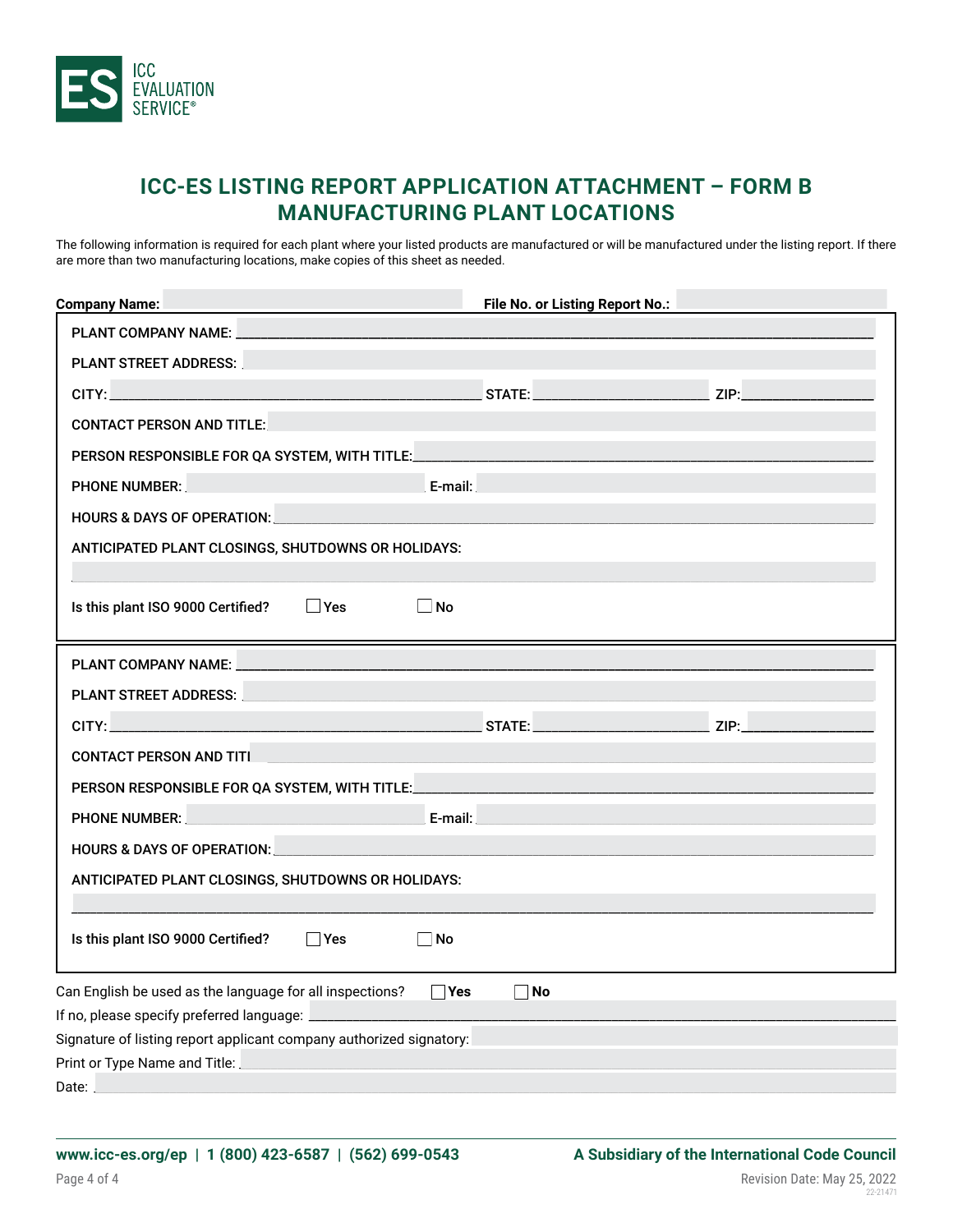ICC EVALUATION SERVICE®

# ICC-ES LISTING REPORT APPLICATION ATTACHMENT – FORM B MANUFACTURING PLANT LOCATIONS

The following information is required for each plant where your listed products are manufactured or will be manufactured under the listing report. If there are more than two manufacturing locations, make copies of this sheet as needed.

**Company Name:** ____________________ **File No. or Listing Report No.:** ____________________

PLANT COMPANY NAME: ____________________

PLANT STREET ADDRESS: ____________________

CITY: ____________________ STATE: ____________________ ZIP: ____________________

CONTACT PERSON AND TITLE: ____________________

PERSON RESPONSIBLE FOR QA SYSTEM, WITH TITLE: ____________________

PHONE NUMBER: ____________________ E-mail: ____________________

HOURS & DAYS OF OPERATION: ____________________

ANTICIPATED PLANT CLOSINGS, SHUTDOWNS OR HOLIDAYS:

____________________

Is this plant ISO 9000 Certified? ☐ Yes ☐ No

PLANT COMPANY NAME: ____________________

PLANT STREET ADDRESS: ____________________

CITY: ____________________ STATE: ____________________ ZIP: ____________________

CONTACT PERSON AND TITI ____________________

PERSON RESPONSIBLE FOR QA SYSTEM, WITH TITLE: ____________________

PHONE NUMBER: ____________________ E-mail: ____________________

HOURS & DAYS OF OPERATION: ____________________

ANTICIPATED PLANT CLOSINGS, SHUTDOWNS OR HOLIDAYS:

____________________

Is this plant ISO 9000 Certified? ☐ Yes ☐ No

Can English be used as the language for all inspections? ☐ **Yes** ☐ **No**

If no, please specify preferred language: ____________________

Signature of listing report applicant company authorized signatory: ____________________

Print or Type Name and Title: ____________________

Date: ____________________

**www.icc-es.org/ep | 1 (800) 423-6587 | (562) 699-0543** **A Subsidiary of the International Code Council**

Revision Date: May 25, 2022

22-21471